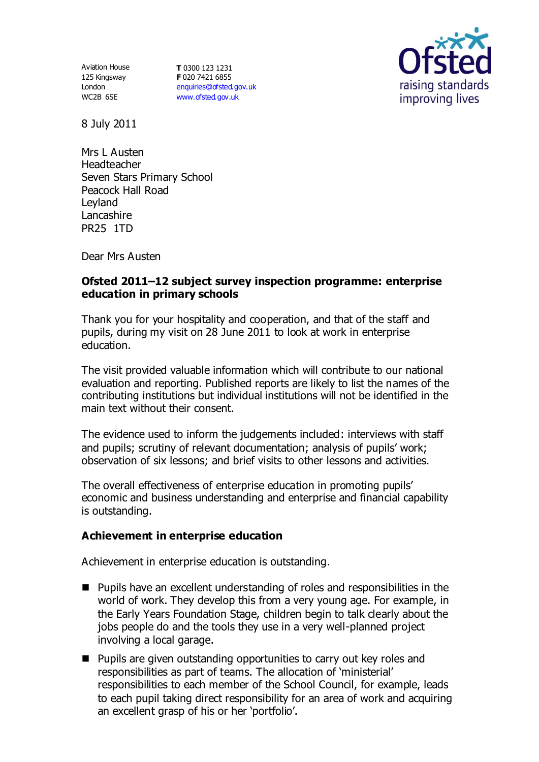Aviation House
125 Kingsway
London
WC2B 6SE

**T** 0300 123 1231
**F** 020 7421 6855
enquiries@ofsted.gov.uk
www.ofsted.gov.uk

8 July 2011

Mrs L Austen
Headteacher
Seven Stars Primary School
Peacock Hall Road
Leyland
Lancashire
PR25 1TD

Dear Mrs Austen

**Ofsted 2011–12 subject survey inspection programme: enterprise education in primary schools**

Thank you for your hospitality and cooperation, and that of the staff and pupils, during my visit on 28 June 2011 to look at work in enterprise education.

The visit provided valuable information which will contribute to our national evaluation and reporting. Published reports are likely to list the names of the contributing institutions but individual institutions will not be identified in the main text without their consent.

The evidence used to inform the judgements included: interviews with staff and pupils; scrutiny of relevant documentation; analysis of pupils' work; observation of six lessons; and brief visits to other lessons and activities.

The overall effectiveness of enterprise education in promoting pupils' economic and business understanding and enterprise and financial capability is outstanding.

**Achievement in enterprise education**

Achievement in enterprise education is outstanding.

- Pupils have an excellent understanding of roles and responsibilities in the world of work. They develop this from a very young age. For example, in the Early Years Foundation Stage, children begin to talk clearly about the jobs people do and the tools they use in a very well-planned project involving a local garage.
- Pupils are given outstanding opportunities to carry out key roles and responsibilities as part of teams. The allocation of 'ministerial' responsibilities to each member of the School Council, for example, leads to each pupil taking direct responsibility for an area of work and acquiring an excellent grasp of his or her 'portfolio'.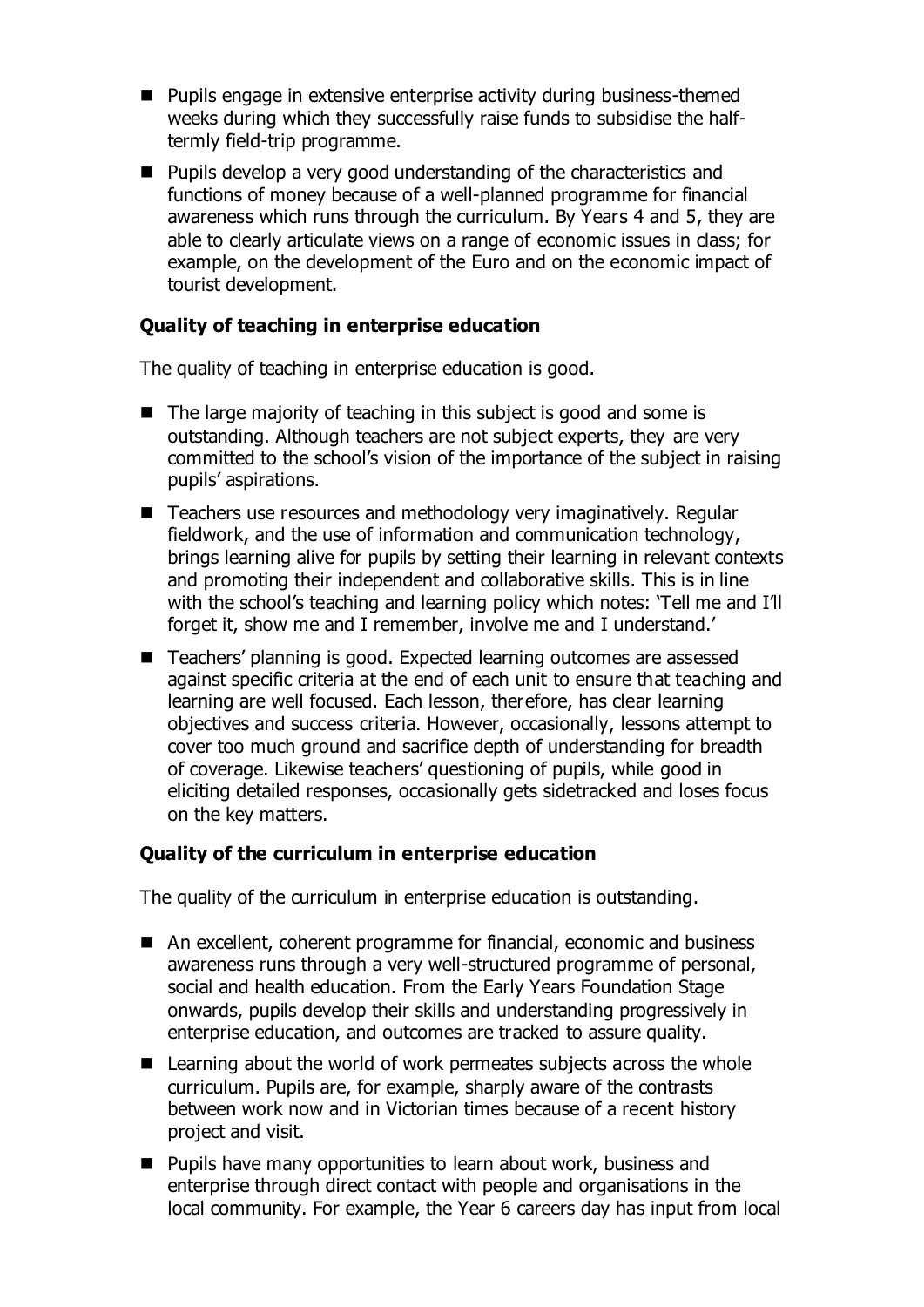- Pupils engage in extensive enterprise activity during business-themed weeks during which they successfully raise funds to subsidise the half-termly field-trip programme.
- Pupils develop a very good understanding of the characteristics and functions of money because of a well-planned programme for financial awareness which runs through the curriculum. By Years 4 and 5, they are able to clearly articulate views on a range of economic issues in class; for example, on the development of the Euro and on the economic impact of tourist development.

### Quality of teaching in enterprise education

The quality of teaching in enterprise education is good.

- The large majority of teaching in this subject is good and some is outstanding. Although teachers are not subject experts, they are very committed to the school's vision of the importance of the subject in raising pupils' aspirations.
- Teachers use resources and methodology very imaginatively. Regular fieldwork, and the use of information and communication technology, brings learning alive for pupils by setting their learning in relevant contexts and promoting their independent and collaborative skills. This is in line with the school's teaching and learning policy which notes: 'Tell me and I'll forget it, show me and I remember, involve me and I understand.'
- Teachers' planning is good. Expected learning outcomes are assessed against specific criteria at the end of each unit to ensure that teaching and learning are well focused. Each lesson, therefore, has clear learning objectives and success criteria. However, occasionally, lessons attempt to cover too much ground and sacrifice depth of understanding for breadth of coverage. Likewise teachers' questioning of pupils, while good in eliciting detailed responses, occasionally gets sidetracked and loses focus on the key matters.

### Quality of the curriculum in enterprise education

The quality of the curriculum in enterprise education is outstanding.

- An excellent, coherent programme for financial, economic and business awareness runs through a very well-structured programme of personal, social and health education. From the Early Years Foundation Stage onwards, pupils develop their skills and understanding progressively in enterprise education, and outcomes are tracked to assure quality.
- Learning about the world of work permeates subjects across the whole curriculum. Pupils are, for example, sharply aware of the contrasts between work now and in Victorian times because of a recent history project and visit.
- Pupils have many opportunities to learn about work, business and enterprise through direct contact with people and organisations in the local community. For example, the Year 6 careers day has input from local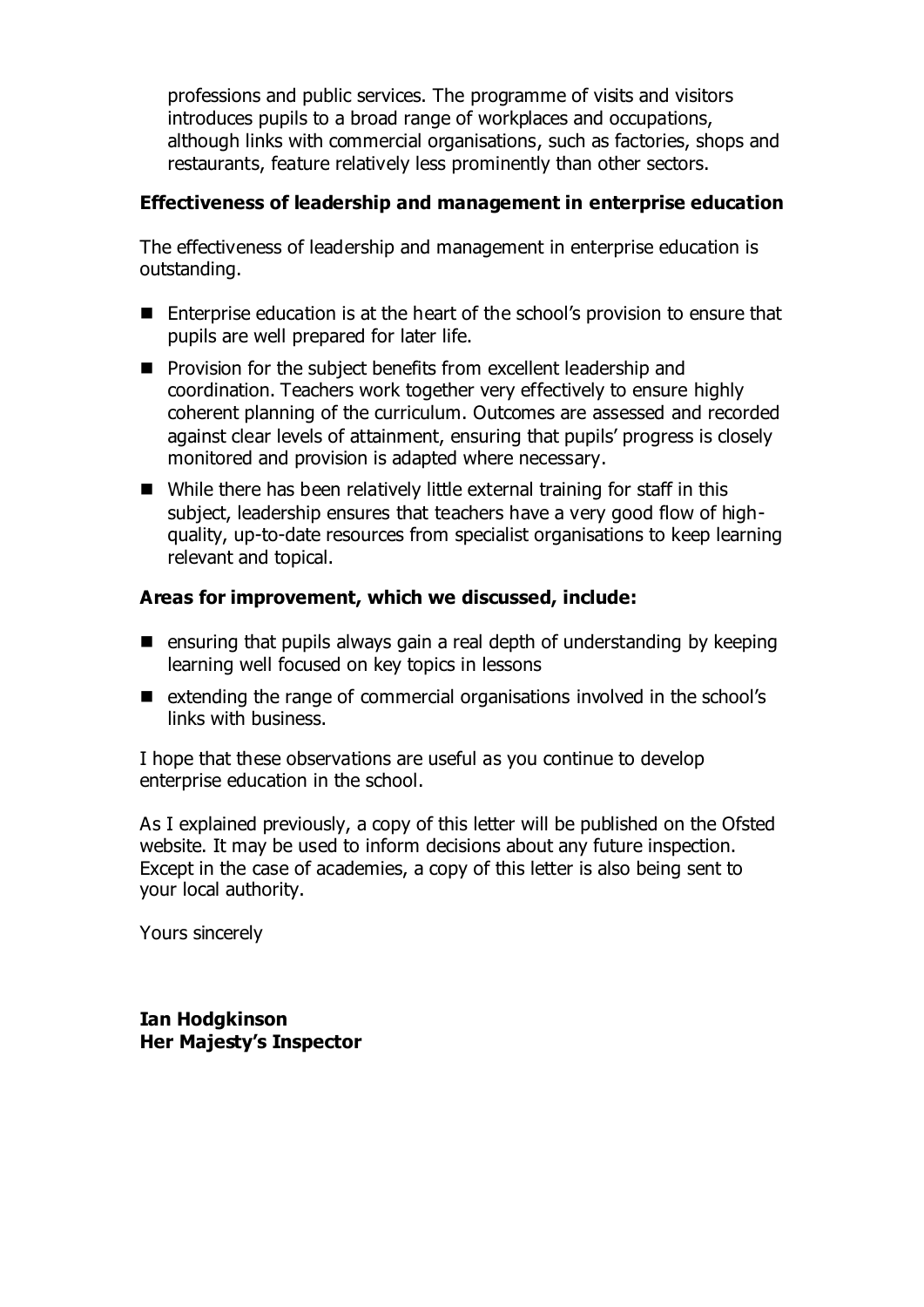professions and public services. The programme of visits and visitors introduces pupils to a broad range of workplaces and occupations, although links with commercial organisations, such as factories, shops and restaurants, feature relatively less prominently than other sectors.

**Effectiveness of leadership and management in enterprise education**

The effectiveness of leadership and management in enterprise education is outstanding.

- Enterprise education is at the heart of the school's provision to ensure that pupils are well prepared for later life.
- Provision for the subject benefits from excellent leadership and coordination. Teachers work together very effectively to ensure highly coherent planning of the curriculum. Outcomes are assessed and recorded against clear levels of attainment, ensuring that pupils' progress is closely monitored and provision is adapted where necessary.
- While there has been relatively little external training for staff in this subject, leadership ensures that teachers have a very good flow of high-quality, up-to-date resources from specialist organisations to keep learning relevant and topical.

**Areas for improvement, which we discussed, include:**

- ensuring that pupils always gain a real depth of understanding by keeping learning well focused on key topics in lessons
- extending the range of commercial organisations involved in the school's links with business.

I hope that these observations are useful as you continue to develop enterprise education in the school.

As I explained previously, a copy of this letter will be published on the Ofsted website. It may be used to inform decisions about any future inspection. Except in the case of academies, a copy of this letter is also being sent to your local authority.

Yours sincerely

**Ian Hodgkinson**
**Her Majesty's Inspector**